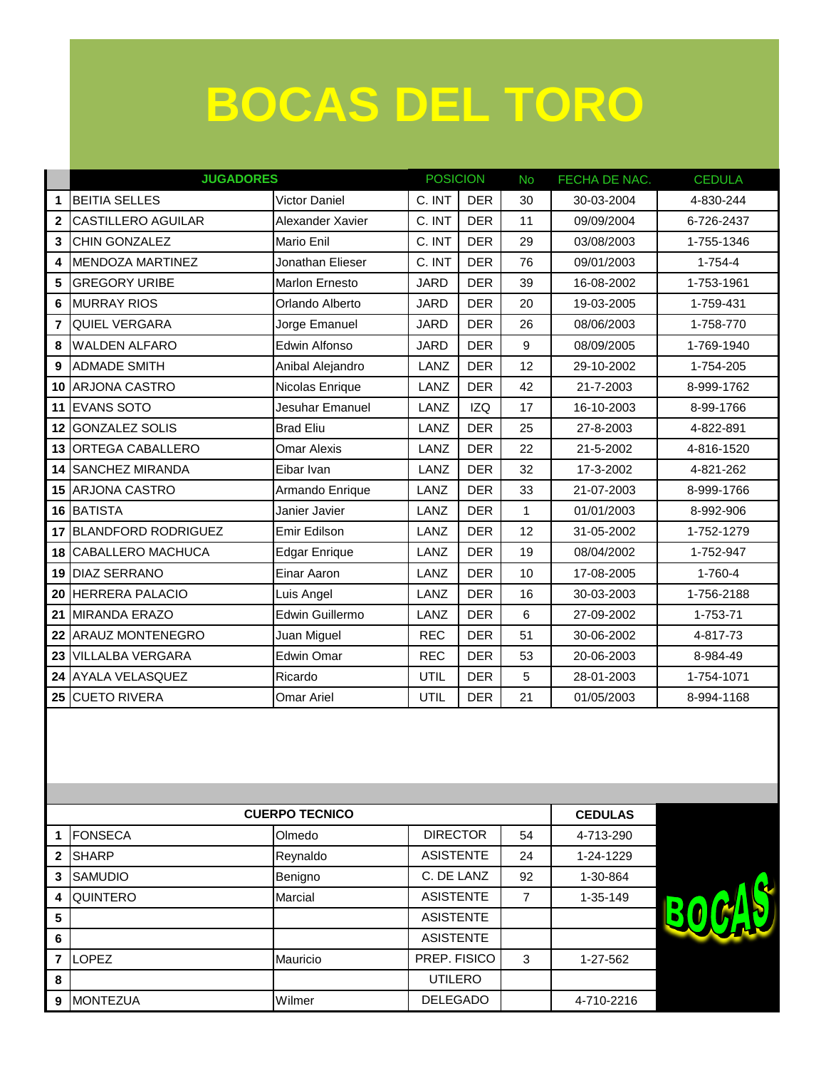# BOCAS DEL TORO

| | JUGADORES | | POSICION | | No | FECHA DE NAC. | CEDULA |
|---|---|---|---|---|---|---|---|
| 1 | BEITIA SELLES | Victor Daniel | C. INT | DER | 30 | 30-03-2004 | 4-830-244 |
| 2 | CASTILLERO AGUILAR | Alexander Xavier | C. INT | DER | 11 | 09/09/2004 | 6-726-2437 |
| 3 | CHIN GONZALEZ | Mario Enil | C. INT | DER | 29 | 03/08/2003 | 1-755-1346 |
| 4 | MENDOZA MARTINEZ | Jonathan Elieser | C. INT | DER | 76 | 09/01/2003 | 1-754-4 |
| 5 | GREGORY URIBE | Marlon Ernesto | JARD | DER | 39 | 16-08-2002 | 1-753-1961 |
| 6 | MURRAY RIOS | Orlando Alberto | JARD | DER | 20 | 19-03-2005 | 1-759-431 |
| 7 | QUIEL VERGARA | Jorge Emanuel | JARD | DER | 26 | 08/06/2003 | 1-758-770 |
| 8 | WALDEN ALFARO | Edwin Alfonso | JARD | DER | 9 | 08/09/2005 | 1-769-1940 |
| 9 | ADMADE SMITH | Anibal Alejandro | LANZ | DER | 12 | 29-10-2002 | 1-754-205 |
| 10 | ARJONA CASTRO | Nicolas Enrique | LANZ | DER | 42 | 21-7-2003 | 8-999-1762 |
| 11 | EVANS SOTO | Jesuhar Emanuel | LANZ | IZQ | 17 | 16-10-2003 | 8-99-1766 |
| 12 | GONZALEZ SOLIS | Brad Eliu | LANZ | DER | 25 | 27-8-2003 | 4-822-891 |
| 13 | ORTEGA CABALLERO | Omar Alexis | LANZ | DER | 22 | 21-5-2002 | 4-816-1520 |
| 14 | SANCHEZ MIRANDA | Eibar Ivan | LANZ | DER | 32 | 17-3-2002 | 4-821-262 |
| 15 | ARJONA CASTRO | Armando Enrique | LANZ | DER | 33 | 21-07-2003 | 8-999-1766 |
| 16 | BATISTA | Janier Javier | LANZ | DER | 1 | 01/01/2003 | 8-992-906 |
| 17 | BLANDFORD RODRIGUEZ | Emir Edilson | LANZ | DER | 12 | 31-05-2002 | 1-752-1279 |
| 18 | CABALLERO MACHUCA | Edgar Enrique | LANZ | DER | 19 | 08/04/2002 | 1-752-947 |
| 19 | DIAZ SERRANO | Einar Aaron | LANZ | DER | 10 | 17-08-2005 | 1-760-4 |
| 20 | HERRERA PALACIO | Luis Angel | LANZ | DER | 16 | 30-03-2003 | 1-756-2188 |
| 21 | MIRANDA ERAZO | Edwin Guillermo | LANZ | DER | 6 | 27-09-2002 | 1-753-71 |
| 22 | ARAUZ MONTENEGRO | Juan Miguel | REC | DER | 51 | 30-06-2002 | 4-817-73 |
| 23 | VILLALBA VERGARA | Edwin Omar | REC | DER | 53 | 20-06-2003 | 8-984-49 |
| 24 | AYALA VELASQUEZ | Ricardo | UTIL | DER | 5 | 28-01-2003 | 1-754-1071 |
| 25 | CUETO RIVERA | Omar Ariel | UTIL | DER | 21 | 01/05/2003 | 8-994-1168 |

| | CUERPO TECNICO | | | | CEDULAS |
|---|---|---|---|---|---|
| 1 | FONSECA | Olmedo | DIRECTOR | 54 | 4-713-290 |
| 2 | SHARP | Reynaldo | ASISTENTE | 24 | 1-24-1229 |
| 3 | SAMUDIO | Benigno | C. DE LANZ | 92 | 1-30-864 |
| 4 | QUINTERO | Marcial | ASISTENTE | 7 | 1-35-149 |
| 5 | | | ASISTENTE | | |
| 6 | | | ASISTENTE | | |
| 7 | LOPEZ | Mauricio | PREP. FISICO | 3 | 1-27-562 |
| 8 | | | UTILERO | | |
| 9 | MONTEZUA | Wilmer | DELEGADO | | 4-710-2216 |

BOCAS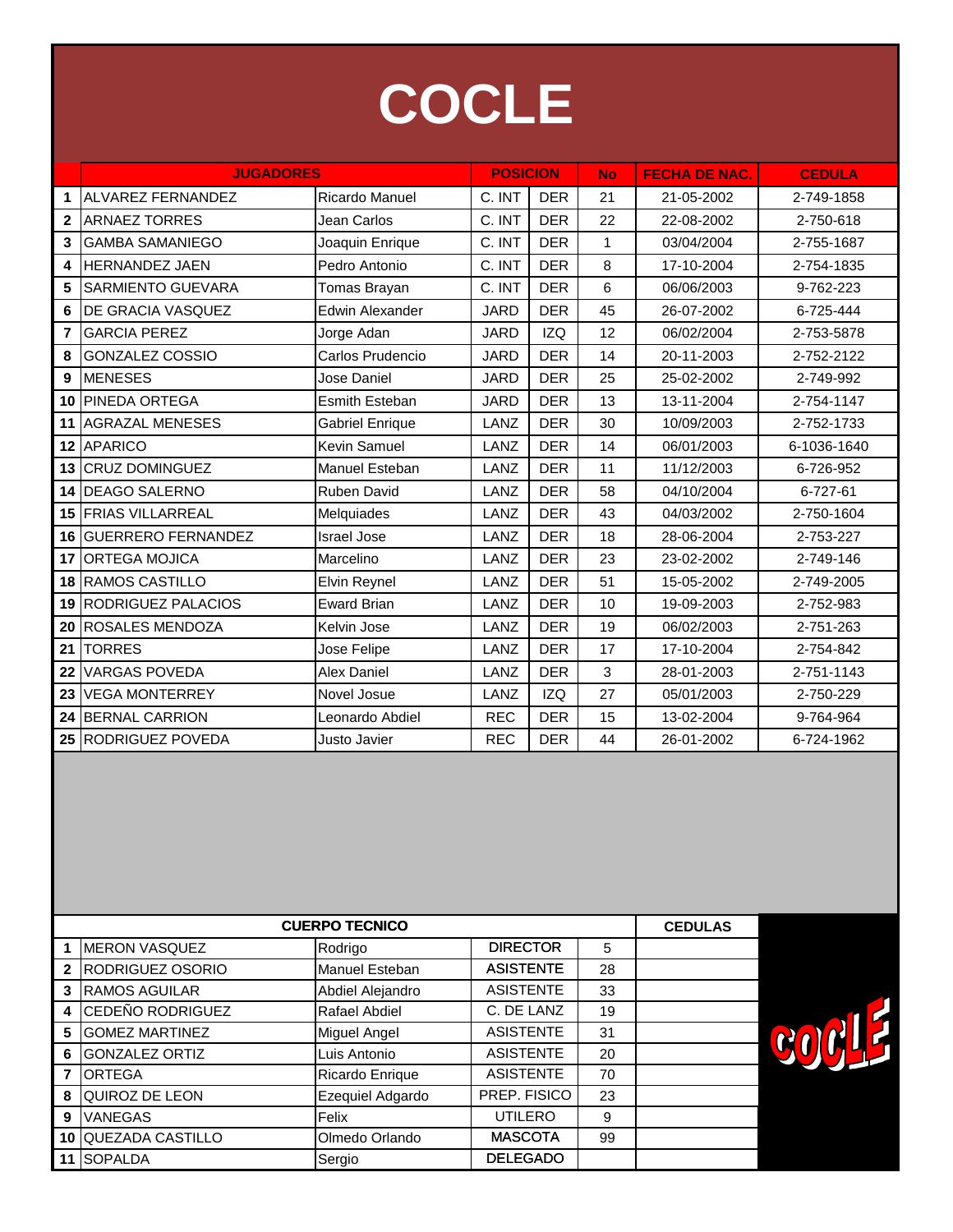# COCLE

| # | JUGADORES | | POSICION | | No | FECHA DE NAC. | CEDULA |
|---|---|---|---|---|---|---|---|
| 1 | ALVAREZ FERNANDEZ | Ricardo Manuel | C. INT | DER | 21 | 21-05-2002 | 2-749-1858 |
| 2 | ARNAEZ TORRES | Jean Carlos | C. INT | DER | 22 | 22-08-2002 | 2-750-618 |
| 3 | GAMBA SAMANIEGO | Joaquin Enrique | C. INT | DER | 1 | 03/04/2004 | 2-755-1687 |
| 4 | HERNANDEZ JAEN | Pedro Antonio | C. INT | DER | 8 | 17-10-2004 | 2-754-1835 |
| 5 | SARMIENTO GUEVARA | Tomas Brayan | C. INT | DER | 6 | 06/06/2003 | 9-762-223 |
| 6 | DE GRACIA VASQUEZ | Edwin Alexander | JARD | DER | 45 | 26-07-2002 | 6-725-444 |
| 7 | GARCIA PEREZ | Jorge Adan | JARD | IZQ | 12 | 06/02/2004 | 2-753-5878 |
| 8 | GONZALEZ COSSIO | Carlos Prudencio | JARD | DER | 14 | 20-11-2003 | 2-752-2122 |
| 9 | MENESES | Jose Daniel | JARD | DER | 25 | 25-02-2002 | 2-749-992 |
| 10 | PINEDA ORTEGA | Esmith Esteban | JARD | DER | 13 | 13-11-2004 | 2-754-1147 |
| 11 | AGRAZAL MENESES | Gabriel Enrique | LANZ | DER | 30 | 10/09/2003 | 2-752-1733 |
| 12 | APARICO | Kevin Samuel | LANZ | DER | 14 | 06/01/2003 | 6-1036-1640 |
| 13 | CRUZ DOMINGUEZ | Manuel Esteban | LANZ | DER | 11 | 11/12/2003 | 6-726-952 |
| 14 | DEAGO SALERNO | Ruben David | LANZ | DER | 58 | 04/10/2004 | 6-727-61 |
| 15 | FRIAS VILLARREAL | Melquiades | LANZ | DER | 43 | 04/03/2002 | 2-750-1604 |
| 16 | GUERRERO FERNANDEZ | Israel Jose | LANZ | DER | 18 | 28-06-2004 | 2-753-227 |
| 17 | ORTEGA MOJICA | Marcelino | LANZ | DER | 23 | 23-02-2002 | 2-749-146 |
| 18 | RAMOS CASTILLO | Elvin Reynel | LANZ | DER | 51 | 15-05-2002 | 2-749-2005 |
| 19 | RODRIGUEZ PALACIOS | Eward Brian | LANZ | DER | 10 | 19-09-2003 | 2-752-983 |
| 20 | ROSALES MENDOZA | Kelvin Jose | LANZ | DER | 19 | 06/02/2003 | 2-751-263 |
| 21 | TORRES | Jose Felipe | LANZ | DER | 17 | 17-10-2004 | 2-754-842 |
| 22 | VARGAS POVEDA | Alex Daniel | LANZ | DER | 3 | 28-01-2003 | 2-751-1143 |
| 23 | VEGA MONTERREY | Novel Josue | LANZ | IZQ | 27 | 05/01/2003 | 2-750-229 |
| 24 | BERNAL CARRION | Leonardo Abdiel | REC | DER | 15 | 13-02-2004 | 9-764-964 |
| 25 | RODRIGUEZ POVEDA | Justo Javier | REC | DER | 44 | 26-01-2002 | 6-724-1962 |

| # | CUERPO TECNICO | | | | CEDULAS |
|---|---|---|---|---|---|
| 1 | MERON VASQUEZ | Rodrigo | DIRECTOR | 5 | |
| 2 | RODRIGUEZ OSORIO | Manuel Esteban | ASISTENTE | 28 | |
| 3 | RAMOS AGUILAR | Abdiel Alejandro | ASISTENTE | 33 | |
| 4 | CEDEÑO RODRIGUEZ | Rafael Abdiel | C. DE LANZ | 19 | |
| 5 | GOMEZ MARTINEZ | Miguel Angel | ASISTENTE | 31 | |
| 6 | GONZALEZ ORTIZ | Luis Antonio | ASISTENTE | 20 | |
| 7 | ORTEGA | Ricardo Enrique | ASISTENTE | 70 | |
| 8 | QUIROZ DE LEON | Ezequiel Adgardo | PREP. FISICO | 23 | |
| 9 | VANEGAS | Felix | UTILERO | 9 | |
| 10 | QUEZADA CASTILLO | Olmedo Orlando | MASCOTA | 99 | |
| 11 | SOPALDA | Sergio | DELEGADO | | |

COCLE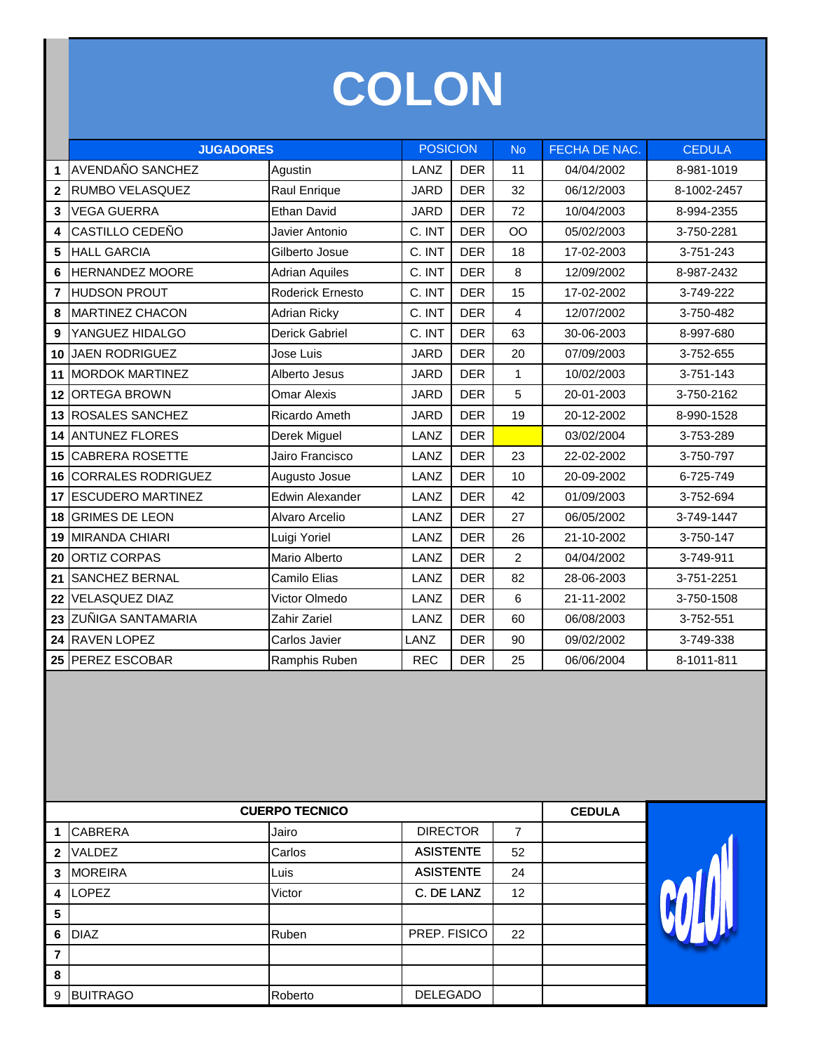# COLON

| | JUGADORES | | POSICION | | No | FECHA DE NAC. | CEDULA |
|---|---|---|---|---|---|---|---|
| 1 | AVENDAÑO SANCHEZ | Agustin | LANZ | DER | 11 | 04/04/2002 | 8-981-1019 |
| 2 | RUMBO VELASQUEZ | Raul Enrique | JARD | DER | 32 | 06/12/2003 | 8-1002-2457 |
| 3 | VEGA GUERRA | Ethan David | JARD | DER | 72 | 10/04/2003 | 8-994-2355 |
| 4 | CASTILLO CEDEÑO | Javier Antonio | C. INT | DER | OO | 05/02/2003 | 3-750-2281 |
| 5 | HALL GARCIA | Gilberto Josue | C. INT | DER | 18 | 17-02-2003 | 3-751-243 |
| 6 | HERNANDEZ MOORE | Adrian Aquiles | C. INT | DER | 8 | 12/09/2002 | 8-987-2432 |
| 7 | HUDSON PROUT | Roderick Ernesto | C. INT | DER | 15 | 17-02-2002 | 3-749-222 |
| 8 | MARTINEZ CHACON | Adrian Ricky | C. INT | DER | 4 | 12/07/2002 | 3-750-482 |
| 9 | YANGUEZ HIDALGO | Derick Gabriel | C. INT | DER | 63 | 30-06-2003 | 8-997-680 |
| 10 | JAEN RODRIGUEZ | Jose Luis | JARD | DER | 20 | 07/09/2003 | 3-752-655 |
| 11 | MORDOK MARTINEZ | Alberto Jesus | JARD | DER | 1 | 10/02/2003 | 3-751-143 |
| 12 | ORTEGA BROWN | Omar Alexis | JARD | DER | 5 | 20-01-2003 | 3-750-2162 |
| 13 | ROSALES SANCHEZ | Ricardo Ameth | JARD | DER | 19 | 20-12-2002 | 8-990-1528 |
| 14 | ANTUNEZ FLORES | Derek Miguel | LANZ | DER | | 03/02/2004 | 3-753-289 |
| 15 | CABRERA ROSETTE | Jairo Francisco | LANZ | DER | 23 | 22-02-2002 | 3-750-797 |
| 16 | CORRALES RODRIGUEZ | Augusto Josue | LANZ | DER | 10 | 20-09-2002 | 6-725-749 |
| 17 | ESCUDERO MARTINEZ | Edwin Alexander | LANZ | DER | 42 | 01/09/2003 | 3-752-694 |
| 18 | GRIMES DE LEON | Alvaro Arcelio | LANZ | DER | 27 | 06/05/2002 | 3-749-1447 |
| 19 | MIRANDA CHIARI | Luigi Yoriel | LANZ | DER | 26 | 21-10-2002 | 3-750-147 |
| 20 | ORTIZ CORPAS | Mario Alberto | LANZ | DER | 2 | 04/04/2002 | 3-749-911 |
| 21 | SANCHEZ BERNAL | Camilo Elias | LANZ | DER | 82 | 28-06-2003 | 3-751-2251 |
| 22 | VELASQUEZ DIAZ | Victor Olmedo | LANZ | DER | 6 | 21-11-2002 | 3-750-1508 |
| 23 | ZUÑIGA SANTAMARIA | Zahir Zariel | LANZ | DER | 60 | 06/08/2003 | 3-752-551 |
| 24 | RAVEN LOPEZ | Carlos Javier | LANZ | DER | 90 | 09/02/2002 | 3-749-338 |
| 25 | PEREZ ESCOBAR | Ramphis Ruben | REC | DER | 25 | 06/06/2004 | 8-1011-811 |

| | CUERPO TECNICO | | | | CEDULA |
|---|---|---|---|---|---|
| 1 | CABRERA | Jairo | DIRECTOR | 7 | |
| 2 | VALDEZ | Carlos | ASISTENTE | 52 | |
| 3 | MOREIRA | Luis | ASISTENTE | 24 | |
| 4 | LOPEZ | Victor | C. DE LANZ | 12 | |
| 5 | | | | | |
| 6 | DIAZ | Ruben | PREP. FISICO | 22 | |
| 7 | | | | | |
| 8 | | | | | |
| 9 | BUITRAGO | Roberto | DELEGADO | | |

COLON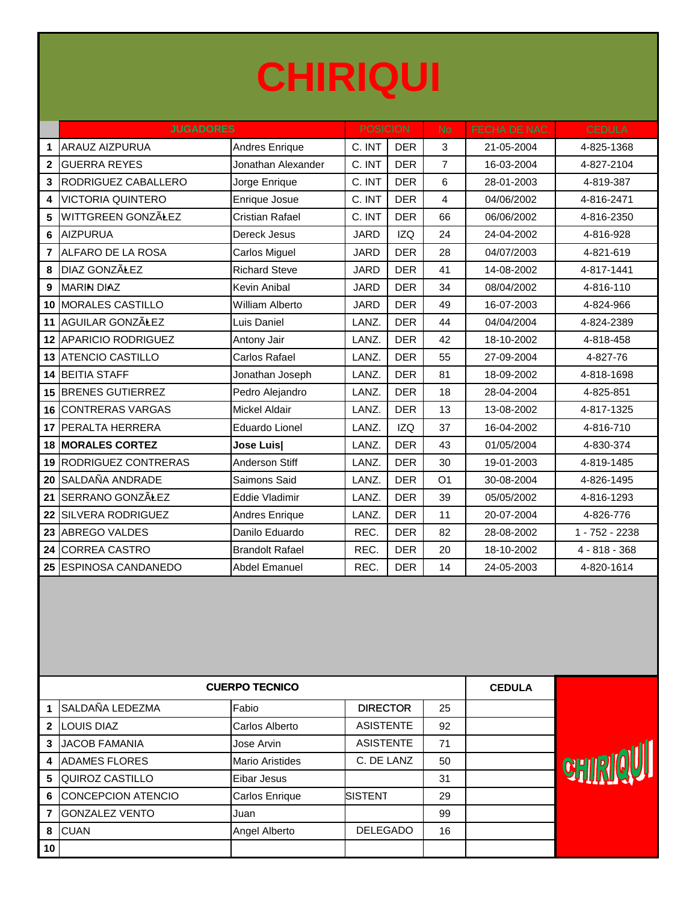# CHIRIQUI

| | JUGADORES | | POSICION | | No | FECHA DE NAC. | CEDULA |
|---|---|---|---|---|---|---|---|
| 1 | ARAUZ AIZPURUA | Andres Enrique | C. INT | DER | 3 | 21-05-2004 | 4-825-1368 |
| 2 | GUERRA REYES | Jonathan Alexander | C. INT | DER | 7 | 16-03-2004 | 4-827-2104 |
| 3 | RODRIGUEZ CABALLERO | Jorge Enrique | C. INT | DER | 6 | 28-01-2003 | 4-819-387 |
| 4 | VICTORIA QUINTERO | Enrique Josue | C. INT | DER | 4 | 04/06/2002 | 4-816-2471 |
| 5 | WITTGREEN GONZÃŁEZ | Cristian Rafael | C. INT | DER | 66 | 06/06/2002 | 4-816-2350 |
| 6 | AIZPURUA | Dereck Jesus | JARD | IZQ | 24 | 24-04-2002 | 4-816-928 |
| 7 | ALFARO DE LA ROSA | Carlos Miguel | JARD | DER | 28 | 04/07/2003 | 4-821-619 |
| 8 | DIAZ GONZÃŁEZ | Richard Steve | JARD | DER | 41 | 14-08-2002 | 4-817-1441 |
| 9 | MARIN DIAZ | Kevin Anibal | JARD | DER | 34 | 08/04/2002 | 4-816-110 |
| 10 | MORALES CASTILLO | William Alberto | JARD | DER | 49 | 16-07-2003 | 4-824-966 |
| 11 | AGUILAR GONZÃŁEZ | Luis Daniel | LANZ. | DER | 44 | 04/04/2004 | 4-824-2389 |
| 12 | APARICIO RODRIGUEZ | Antony Jair | LANZ. | DER | 42 | 18-10-2002 | 4-818-458 |
| 13 | ATENCIO CASTILLO | Carlos Rafael | LANZ. | DER | 55 | 27-09-2004 | 4-827-76 |
| 14 | BEITIA STAFF | Jonathan Joseph | LANZ. | DER | 81 | 18-09-2002 | 4-818-1698 |
| 15 | BRENES GUTIERREZ | Pedro Alejandro | LANZ. | DER | 18 | 28-04-2004 | 4-825-851 |
| 16 | CONTRERAS VARGAS | Mickel Aldair | LANZ. | DER | 13 | 13-08-2002 | 4-817-1325 |
| 17 | PERALTA HERRERA | Eduardo Lionel | LANZ. | IZQ | 37 | 16-04-2002 | 4-816-710 |
| 18 | **MORALES CORTEZ** | **Jose Luis\|** | LANZ. | DER | 43 | 01/05/2004 | 4-830-374 |
| 19 | RODRIGUEZ CONTRERAS | Anderson Stiff | LANZ. | DER | 30 | 19-01-2003 | 4-819-1485 |
| 20 | SALDAÑA ANDRADE | Saimons Said | LANZ. | DER | O1 | 30-08-2004 | 4-826-1495 |
| 21 | SERRANO GONZÃŁEZ | Eddie Vladimir | LANZ. | DER | 39 | 05/05/2002 | 4-816-1293 |
| 22 | SILVERA RODRIGUEZ | Andres Enrique | LANZ. | DER | 11 | 20-07-2004 | 4-826-776 |
| 23 | ABREGO VALDES | Danilo Eduardo | REC. | DER | 82 | 28-08-2002 | 1 - 752 - 2238 |
| 24 | CORREA CASTRO | Brandolt Rafael | REC. | DER | 20 | 18-10-2002 | 4 - 818 - 368 |
| 25 | ESPINOSA CANDANEDO | Abdel Emanuel | REC. | DER | 14 | 24-05-2003 | 4-820-1614 |

| | CUERPO TECNICO | | | | CEDULA |
|---|---|---|---|---|---|
| 1 | SALDAÑA LEDEZMA | Fabio | DIRECTOR | 25 | |
| 2 | LOUIS DIAZ | Carlos Alberto | ASISTENTE | 92 | |
| 3 | JACOB FAMANIA | Jose Arvin | ASISTENTE | 71 | |
| 4 | ADAMES FLORES | Mario Aristides | C. DE LANZ | 50 | |
| 5 | QUIROZ CASTILLO | Eibar Jesus | | 31 | |
| 6 | CONCEPCION ATENCIO | Carlos Enrique | SISTENT | 29 | |
| 7 | GONZALEZ VENTO | Juan | | 99 | |
| 8 | CUAN | Angel Alberto | DELEGADO | 16 | |
| 10 | | | | | |

CHIRIQUI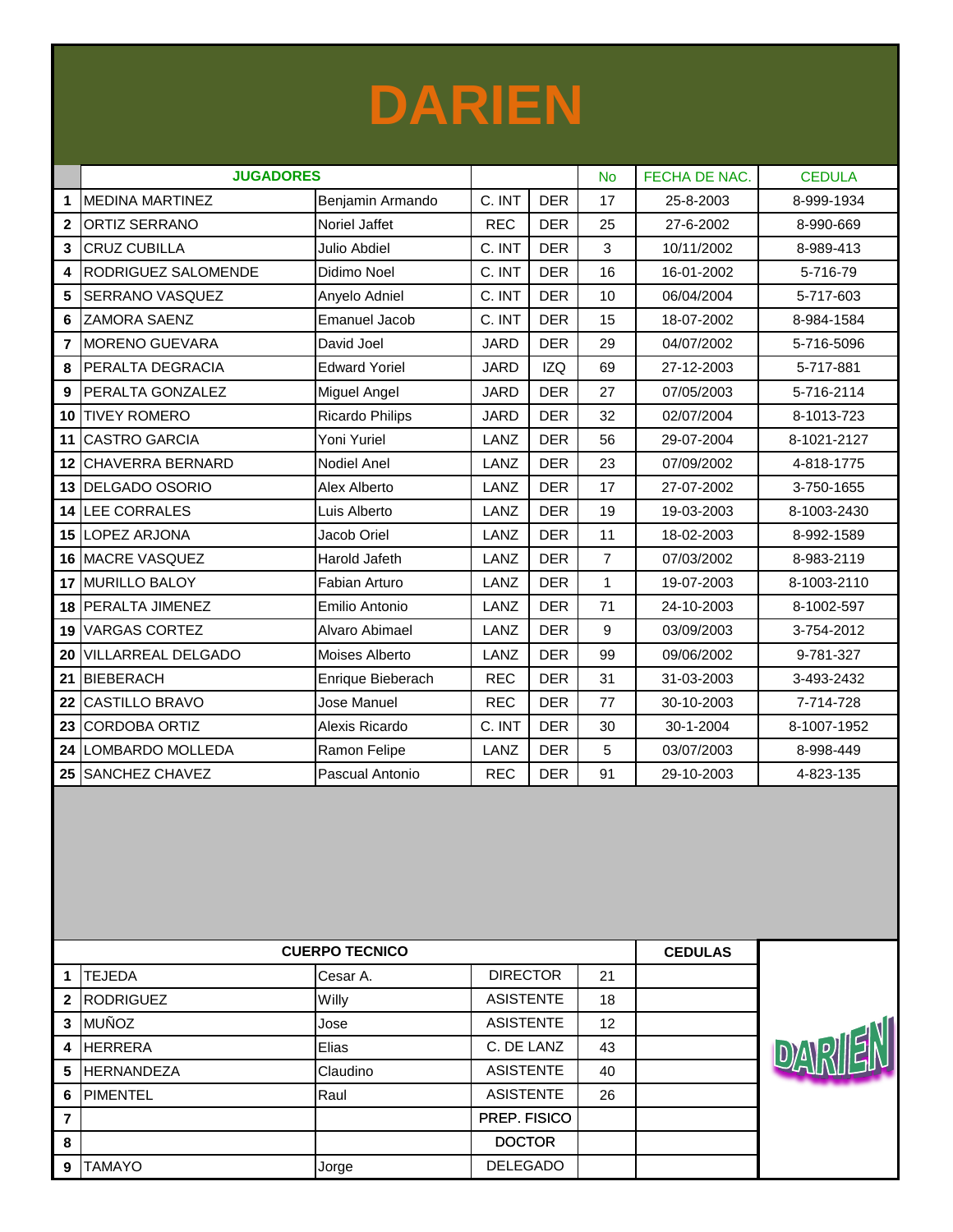# DARIEN

| | JUGADORES | | | | No | FECHA DE NAC. | CEDULA |
|---|---|---|---|---|---|---|---|
| 1 | MEDINA MARTINEZ | Benjamin Armando | C. INT | DER | 17 | 25-8-2003 | 8-999-1934 |
| 2 | ORTIZ SERRANO | Noriel Jaffet | REC | DER | 25 | 27-6-2002 | 8-990-669 |
| 3 | CRUZ CUBILLA | Julio Abdiel | C. INT | DER | 3 | 10/11/2002 | 8-989-413 |
| 4 | RODRIGUEZ SALOMENDE | Didimo Noel | C. INT | DER | 16 | 16-01-2002 | 5-716-79 |
| 5 | SERRANO VASQUEZ | Anyelo Adniel | C. INT | DER | 10 | 06/04/2004 | 5-717-603 |
| 6 | ZAMORA SAENZ | Emanuel Jacob | C. INT | DER | 15 | 18-07-2002 | 8-984-1584 |
| 7 | MORENO GUEVARA | David Joel | JARD | DER | 29 | 04/07/2002 | 5-716-5096 |
| 8 | PERALTA DEGRACIA | Edward Yoriel | JARD | IZQ | 69 | 27-12-2003 | 5-717-881 |
| 9 | PERALTA GONZALEZ | Miguel Angel | JARD | DER | 27 | 07/05/2003 | 5-716-2114 |
| 10 | TIVEY ROMERO | Ricardo Philips | JARD | DER | 32 | 02/07/2004 | 8-1013-723 |
| 11 | CASTRO GARCIA | Yoni Yuriel | LANZ | DER | 56 | 29-07-2004 | 8-1021-2127 |
| 12 | CHAVERRA BERNARD | Nodiel Anel | LANZ | DER | 23 | 07/09/2002 | 4-818-1775 |
| 13 | DELGADO OSORIO | Alex Alberto | LANZ | DER | 17 | 27-07-2002 | 3-750-1655 |
| 14 | LEE CORRALES | Luis Alberto | LANZ | DER | 19 | 19-03-2003 | 8-1003-2430 |
| 15 | LOPEZ ARJONA | Jacob Oriel | LANZ | DER | 11 | 18-02-2003 | 8-992-1589 |
| 16 | MACRE VASQUEZ | Harold Jafeth | LANZ | DER | 7 | 07/03/2002 | 8-983-2119 |
| 17 | MURILLO BALOY | Fabian Arturo | LANZ | DER | 1 | 19-07-2003 | 8-1003-2110 |
| 18 | PERALTA JIMENEZ | Emilio Antonio | LANZ | DER | 71 | 24-10-2003 | 8-1002-597 |
| 19 | VARGAS CORTEZ | Alvaro Abimael | LANZ | DER | 9 | 03/09/2003 | 3-754-2012 |
| 20 | VILLARREAL DELGADO | Moises Alberto | LANZ | DER | 99 | 09/06/2002 | 9-781-327 |
| 21 | BIEBERACH | Enrique Bieberach | REC | DER | 31 | 31-03-2003 | 3-493-2432 |
| 22 | CASTILLO BRAVO | Jose Manuel | REC | DER | 77 | 30-10-2003 | 7-714-728 |
| 23 | CORDOBA ORTIZ | Alexis Ricardo | C. INT | DER | 30 | 30-1-2004 | 8-1007-1952 |
| 24 | LOMBARDO MOLLEDA | Ramon Felipe | LANZ | DER | 5 | 03/07/2003 | 8-998-449 |
| 25 | SANCHEZ CHAVEZ | Pascual Antonio | REC | DER | 91 | 29-10-2003 | 4-823-135 |

| | CUERPO TECNICO | | | | CEDULAS |
|---|---|---|---|---|---|
| 1 | TEJEDA | Cesar A. | DIRECTOR | 21 | |
| 2 | RODRIGUEZ | Willy | ASISTENTE | 18 | |
| 3 | MUÑOZ | Jose | ASISTENTE | 12 | |
| 4 | HERRERA | Elias | C. DE LANZ | 43 | |
| 5 | HERNANDEZA | Claudino | ASISTENTE | 40 | |
| 6 | PIMENTEL | Raul | ASISTENTE | 26 | |
| 7 | | | PREP. FISICO | | |
| 8 | | | DOCTOR | | |
| 9 | TAMAYO | Jorge | DELEGADO | | |

DARIEN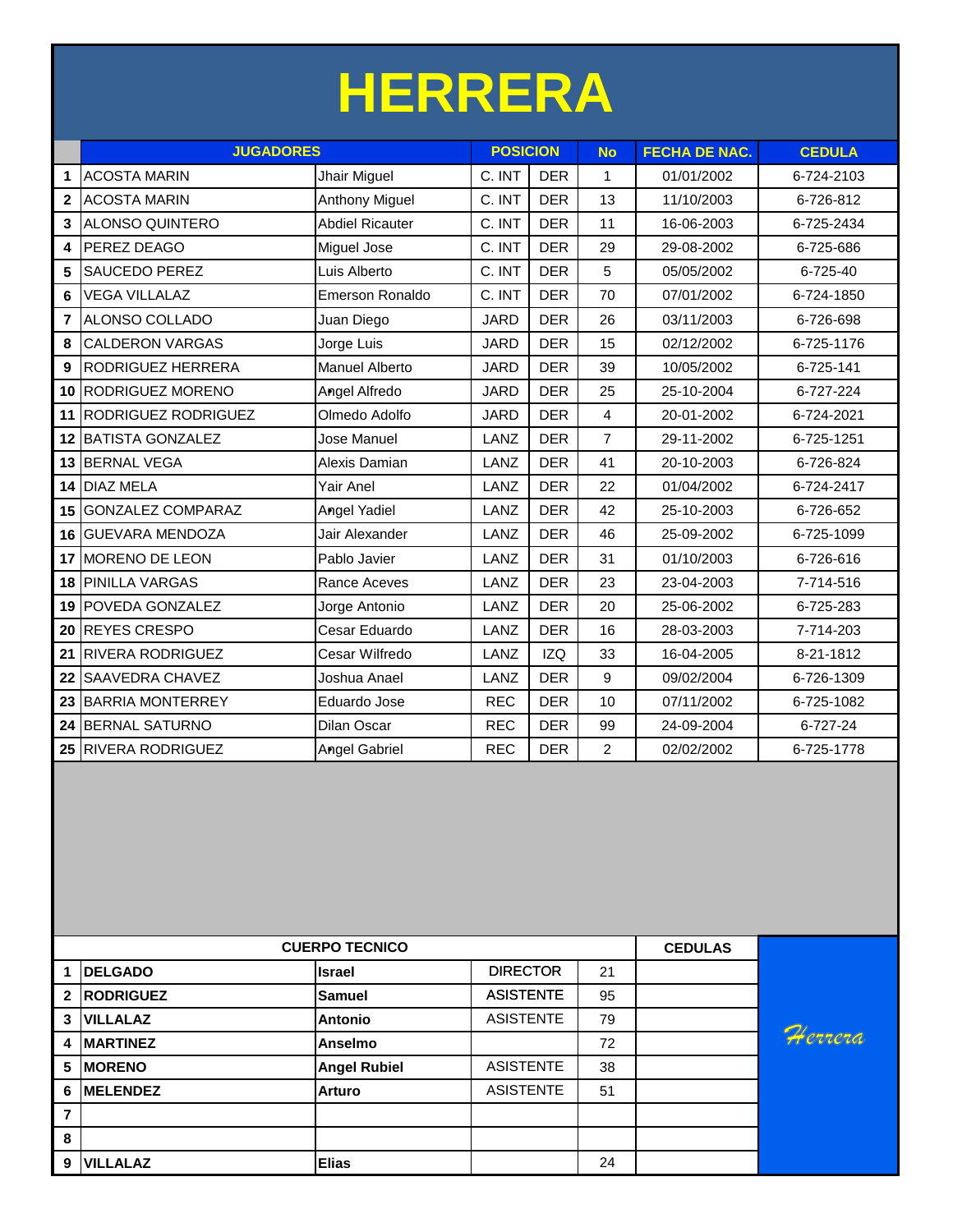# HERRERA

| | JUGADORES | | POSICION | | No | FECHA DE NAC. | CEDULA |
|---|---|---|---|---|---|---|---|
| 1 | ACOSTA MARIN | Jhair Miguel | C. INT | DER | 1 | 01/01/2002 | 6-724-2103 |
| 2 | ACOSTA MARIN | Anthony Miguel | C. INT | DER | 13 | 11/10/2003 | 6-726-812 |
| 3 | ALONSO QUINTERO | Abdiel Ricauter | C. INT | DER | 11 | 16-06-2003 | 6-725-2434 |
| 4 | PEREZ DEAGO | Miguel Jose | C. INT | DER | 29 | 29-08-2002 | 6-725-686 |
| 5 | SAUCEDO PEREZ | Luis Alberto | C. INT | DER | 5 | 05/05/2002 | 6-725-40 |
| 6 | VEGA VILLALAZ | Emerson Ronaldo | C. INT | DER | 70 | 07/01/2002 | 6-724-1850 |
| 7 | ALONSO COLLADO | Juan Diego | JARD | DER | 26 | 03/11/2003 | 6-726-698 |
| 8 | CALDERON VARGAS | Jorge Luis | JARD | DER | 15 | 02/12/2002 | 6-725-1176 |
| 9 | RODRIGUEZ HERRERA | Manuel Alberto | JARD | DER | 39 | 10/05/2002 | 6-725-141 |
| 10 | RODRIGUEZ MORENO | Angel Alfredo | JARD | DER | 25 | 25-10-2004 | 6-727-224 |
| 11 | RODRIGUEZ RODRIGUEZ | Olmedo Adolfo | JARD | DER | 4 | 20-01-2002 | 6-724-2021 |
| 12 | BATISTA GONZALEZ | Jose Manuel | LANZ | DER | 7 | 29-11-2002 | 6-725-1251 |
| 13 | BERNAL VEGA | Alexis Damian | LANZ | DER | 41 | 20-10-2003 | 6-726-824 |
| 14 | DIAZ MELA | Yair Anel | LANZ | DER | 22 | 01/04/2002 | 6-724-2417 |
| 15 | GONZALEZ COMPARAZ | Angel Yadiel | LANZ | DER | 42 | 25-10-2003 | 6-726-652 |
| 16 | GUEVARA MENDOZA | Jair Alexander | LANZ | DER | 46 | 25-09-2002 | 6-725-1099 |
| 17 | MORENO DE LEON | Pablo Javier | LANZ | DER | 31 | 01/10/2003 | 6-726-616 |
| 18 | PINILLA VARGAS | Rance Aceves | LANZ | DER | 23 | 23-04-2003 | 7-714-516 |
| 19 | POVEDA GONZALEZ | Jorge Antonio | LANZ | DER | 20 | 25-06-2002 | 6-725-283 |
| 20 | REYES CRESPO | Cesar Eduardo | LANZ | DER | 16 | 28-03-2003 | 7-714-203 |
| 21 | RIVERA RODRIGUEZ | Cesar Wilfredo | LANZ | IZQ | 33 | 16-04-2005 | 8-21-1812 |
| 22 | SAAVEDRA CHAVEZ | Joshua Anael | LANZ | DER | 9 | 09/02/2004 | 6-726-1309 |
| 23 | BARRIA MONTERREY | Eduardo Jose | REC | DER | 10 | 07/11/2002 | 6-725-1082 |
| 24 | BERNAL SATURNO | Dilan Oscar | REC | DER | 99 | 24-09-2004 | 6-727-24 |
| 25 | RIVERA RODRIGUEZ | Angel Gabriel | REC | DER | 2 | 02/02/2002 | 6-725-1778 |

| | CUERPO TECNICO | | | | CEDULAS |
|---|---|---|---|---|---|
| 1 | **DELGADO** | **Israel** | DIRECTOR | 21 | |
| 2 | **RODRIGUEZ** | **Samuel** | ASISTENTE | 95 | |
| 3 | **VILLALAZ** | **Antonio** | ASISTENTE | 79 | |
| 4 | **MARTINEZ** | **Anselmo** | | 72 | |
| 5 | **MORENO** | **Angel Rubiel** | ASISTENTE | 38 | |
| 6 | **MELENDEZ** | **Arturo** | ASISTENTE | 51 | |
| 7 | | | | | |
| 8 | | | | | |
| 9 | **VILLALAZ** | **Elias** | | 24 | |

*Herrera*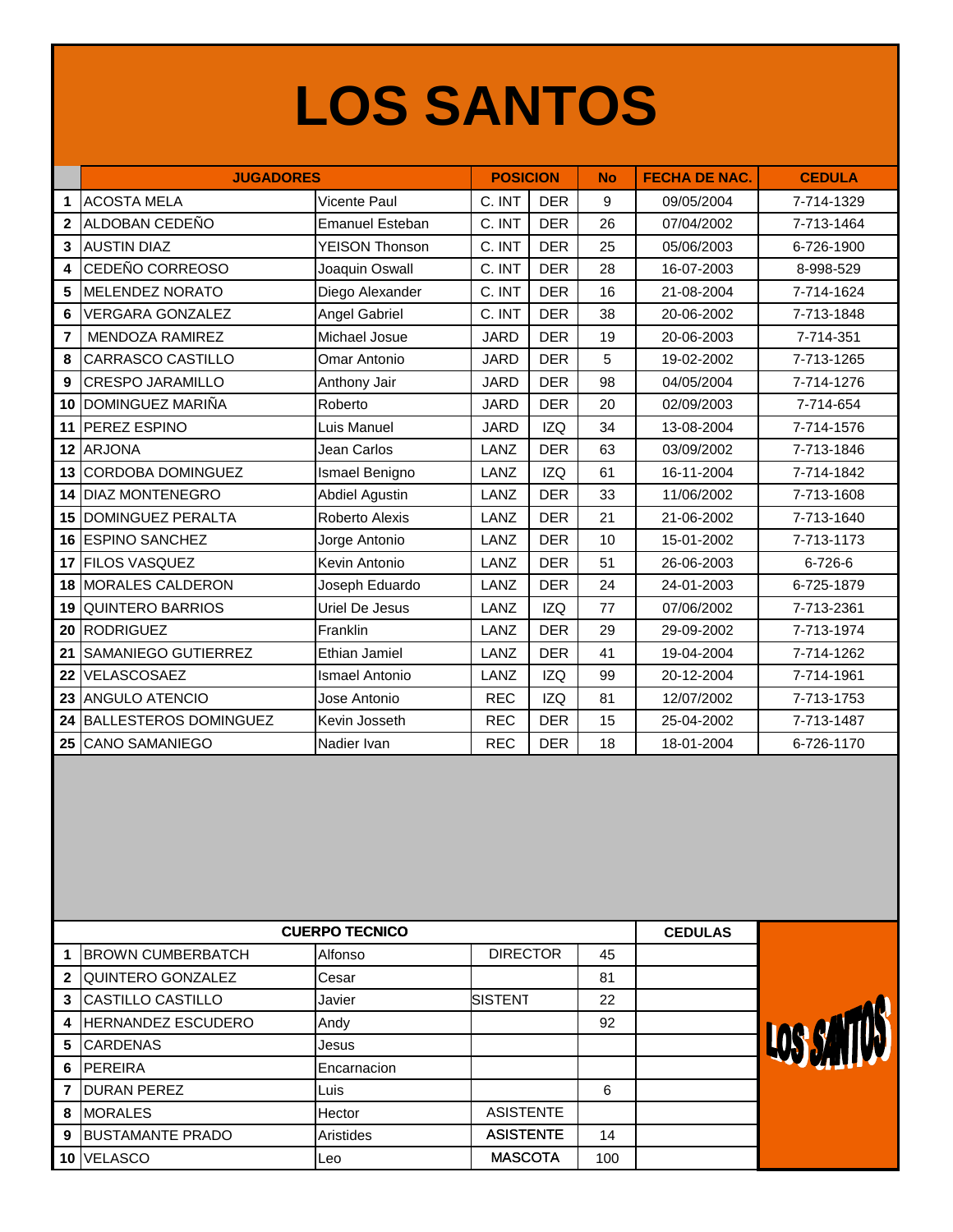# LOS SANTOS

| | JUGADORES | | POSICION | | No | FECHA DE NAC. | CEDULA |
|---|---|---|---|---|---|---|---|
| 1 | ACOSTA MELA | Vicente Paul | C. INT | DER | 9 | 09/05/2004 | 7-714-1329 |
| 2 | ALDOBAN CEDEÑO | Emanuel Esteban | C. INT | DER | 26 | 07/04/2002 | 7-713-1464 |
| 3 | AUSTIN DIAZ | YEISON Thonson | C. INT | DER | 25 | 05/06/2003 | 6-726-1900 |
| 4 | CEDEÑO CORREOSO | Joaquin Oswall | C. INT | DER | 28 | 16-07-2003 | 8-998-529 |
| 5 | MELENDEZ NORATO | Diego Alexander | C. INT | DER | 16 | 21-08-2004 | 7-714-1624 |
| 6 | VERGARA GONZALEZ | Angel Gabriel | C. INT | DER | 38 | 20-06-2002 | 7-713-1848 |
| 7 | MENDOZA RAMIREZ | Michael Josue | JARD | DER | 19 | 20-06-2003 | 7-714-351 |
| 8 | CARRASCO CASTILLO | Omar Antonio | JARD | DER | 5 | 19-02-2002 | 7-713-1265 |
| 9 | CRESPO JARAMILLO | Anthony Jair | JARD | DER | 98 | 04/05/2004 | 7-714-1276 |
| 10 | DOMINGUEZ MARIÑA | Roberto | JARD | DER | 20 | 02/09/2003 | 7-714-654 |
| 11 | PEREZ ESPINO | Luis Manuel | JARD | IZQ | 34 | 13-08-2004 | 7-714-1576 |
| 12 | ARJONA | Jean Carlos | LANZ | DER | 63 | 03/09/2002 | 7-713-1846 |
| 13 | CORDOBA DOMINGUEZ | Ismael Benigno | LANZ | IZQ | 61 | 16-11-2004 | 7-714-1842 |
| 14 | DIAZ MONTENEGRO | Abdiel Agustin | LANZ | DER | 33 | 11/06/2002 | 7-713-1608 |
| 15 | DOMINGUEZ PERALTA | Roberto Alexis | LANZ | DER | 21 | 21-06-2002 | 7-713-1640 |
| 16 | ESPINO SANCHEZ | Jorge Antonio | LANZ | DER | 10 | 15-01-2002 | 7-713-1173 |
| 17 | FILOS VASQUEZ | Kevin Antonio | LANZ | DER | 51 | 26-06-2003 | 6-726-6 |
| 18 | MORALES CALDERON | Joseph Eduardo | LANZ | DER | 24 | 24-01-2003 | 6-725-1879 |
| 19 | QUINTERO BARRIOS | Uriel De Jesus | LANZ | IZQ | 77 | 07/06/2002 | 7-713-2361 |
| 20 | RODRIGUEZ | Franklin | LANZ | DER | 29 | 29-09-2002 | 7-713-1974 |
| 21 | SAMANIEGO GUTIERREZ | Ethian Jamiel | LANZ | DER | 41 | 19-04-2004 | 7-714-1262 |
| 22 | VELASCOSAEZ | Ismael Antonio | LANZ | IZQ | 99 | 20-12-2004 | 7-714-1961 |
| 23 | ANGULO ATENCIO | Jose Antonio | REC | IZQ | 81 | 12/07/2002 | 7-713-1753 |
| 24 | BALLESTEROS DOMINGUEZ | Kevin Josseth | REC | DER | 15 | 25-04-2002 | 7-713-1487 |
| 25 | CANO SAMANIEGO | Nadier Ivan | REC | DER | 18 | 18-01-2004 | 6-726-1170 |

| | CUERPO TECNICO | | | | CEDULAS |
|---|---|---|---|---|---|
| 1 | BROWN CUMBERBATCH | Alfonso | DIRECTOR | 45 | |
| 2 | QUINTERO GONZALEZ | Cesar | | 81 | |
| 3 | CASTILLO CASTILLO | Javier | SISTENT | 22 | |
| 4 | HERNANDEZ ESCUDERO | Andy | | 92 | |
| 5 | CARDENAS | Jesus | | | |
| 6 | PEREIRA | Encarnacion | | | |
| 7 | DURAN PEREZ | Luis | | 6 | |
| 8 | MORALES | Hector | ASISTENTE | | |
| 9 | BUSTAMANTE PRADO | Aristides | ASISTENTE | 14 | |
| 10 | VELASCO | Leo | MASCOTA | 100 | |

LOS SANTOS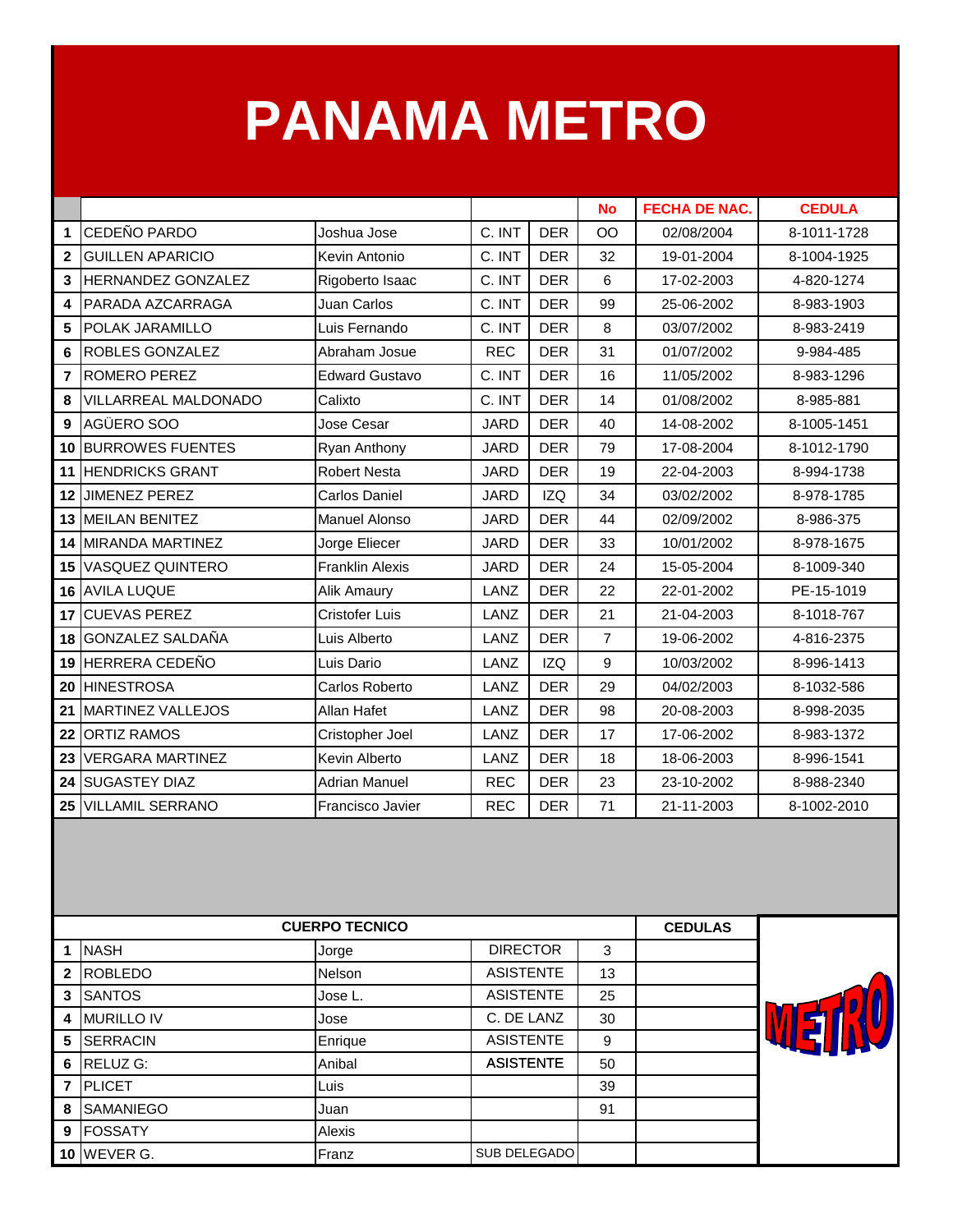# PANAMA METRO

| | | | | | No | FECHA DE NAC. | CEDULA |
|---|---|---|---|---|---|---|---|
| 1 | CEDEÑO PARDO | Joshua Jose | C. INT | DER | OO | 02/08/2004 | 8-1011-1728 |
| 2 | GUILLEN APARICIO | Kevin Antonio | C. INT | DER | 32 | 19-01-2004 | 8-1004-1925 |
| 3 | HERNANDEZ GONZALEZ | Rigoberto Isaac | C. INT | DER | 6 | 17-02-2003 | 4-820-1274 |
| 4 | PARADA AZCARRAGA | Juan Carlos | C. INT | DER | 99 | 25-06-2002 | 8-983-1903 |
| 5 | POLAK JARAMILLO | Luis Fernando | C. INT | DER | 8 | 03/07/2002 | 8-983-2419 |
| 6 | ROBLES GONZALEZ | Abraham Josue | REC | DER | 31 | 01/07/2002 | 9-984-485 |
| 7 | ROMERO PEREZ | Edward Gustavo | C. INT | DER | 16 | 11/05/2002 | 8-983-1296 |
| 8 | VILLARREAL MALDONADO | Calixto | C. INT | DER | 14 | 01/08/2002 | 8-985-881 |
| 9 | AGÜERO SOO | Jose Cesar | JARD | DER | 40 | 14-08-2002 | 8-1005-1451 |
| 10 | BURROWES FUENTES | Ryan Anthony | JARD | DER | 79 | 17-08-2004 | 8-1012-1790 |
| 11 | HENDRICKS GRANT | Robert Nesta | JARD | DER | 19 | 22-04-2003 | 8-994-1738 |
| 12 | JIMENEZ PEREZ | Carlos Daniel | JARD | IZQ | 34 | 03/02/2002 | 8-978-1785 |
| 13 | MEILAN BENITEZ | Manuel Alonso | JARD | DER | 44 | 02/09/2002 | 8-986-375 |
| 14 | MIRANDA MARTINEZ | Jorge Eliecer | JARD | DER | 33 | 10/01/2002 | 8-978-1675 |
| 15 | VASQUEZ QUINTERO | Franklin Alexis | JARD | DER | 24 | 15-05-2004 | 8-1009-340 |
| 16 | AVILA LUQUE | Alik Amaury | LANZ | DER | 22 | 22-01-2002 | PE-15-1019 |
| 17 | CUEVAS PEREZ | Cristofer Luis | LANZ | DER | 21 | 21-04-2003 | 8-1018-767 |
| 18 | GONZALEZ SALDAÑA | Luis Alberto | LANZ | DER | 7 | 19-06-2002 | 4-816-2375 |
| 19 | HERRERA CEDEÑO | Luis Dario | LANZ | IZQ | 9 | 10/03/2002 | 8-996-1413 |
| 20 | HINESTROSA | Carlos Roberto | LANZ | DER | 29 | 04/02/2003 | 8-1032-586 |
| 21 | MARTINEZ VALLEJOS | Allan Hafet | LANZ | DER | 98 | 20-08-2003 | 8-998-2035 |
| 22 | ORTIZ RAMOS | Cristopher Joel | LANZ | DER | 17 | 17-06-2002 | 8-983-1372 |
| 23 | VERGARA MARTINEZ | Kevin Alberto | LANZ | DER | 18 | 18-06-2003 | 8-996-1541 |
| 24 | SUGASTEY DIAZ | Adrian Manuel | REC | DER | 23 | 23-10-2002 | 8-988-2340 |
| 25 | VILLAMIL SERRANO | Francisco Javier | REC | DER | 71 | 21-11-2003 | 8-1002-2010 |

| CUERPO TECNICO | | | | | CEDULAS |
|---|---|---|---|---|---|
| 1 | NASH | Jorge | DIRECTOR | 3 | |
| 2 | ROBLEDO | Nelson | ASISTENTE | 13 | |
| 3 | SANTOS | Jose L. | ASISTENTE | 25 | |
| 4 | MURILLO IV | Jose | C. DE LANZ | 30 | |
| 5 | SERRACIN | Enrique | ASISTENTE | 9 | |
| 6 | RELUZ G: | Anibal | ASISTENTE | 50 | |
| 7 | PLICET | Luis | | 39 | |
| 8 | SAMANIEGO | Juan | | 91 | |
| 9 | FOSSATY | Alexis | | | |
| 10 | WEVER G. | Franz | SUB DELEGADO | | |

METRO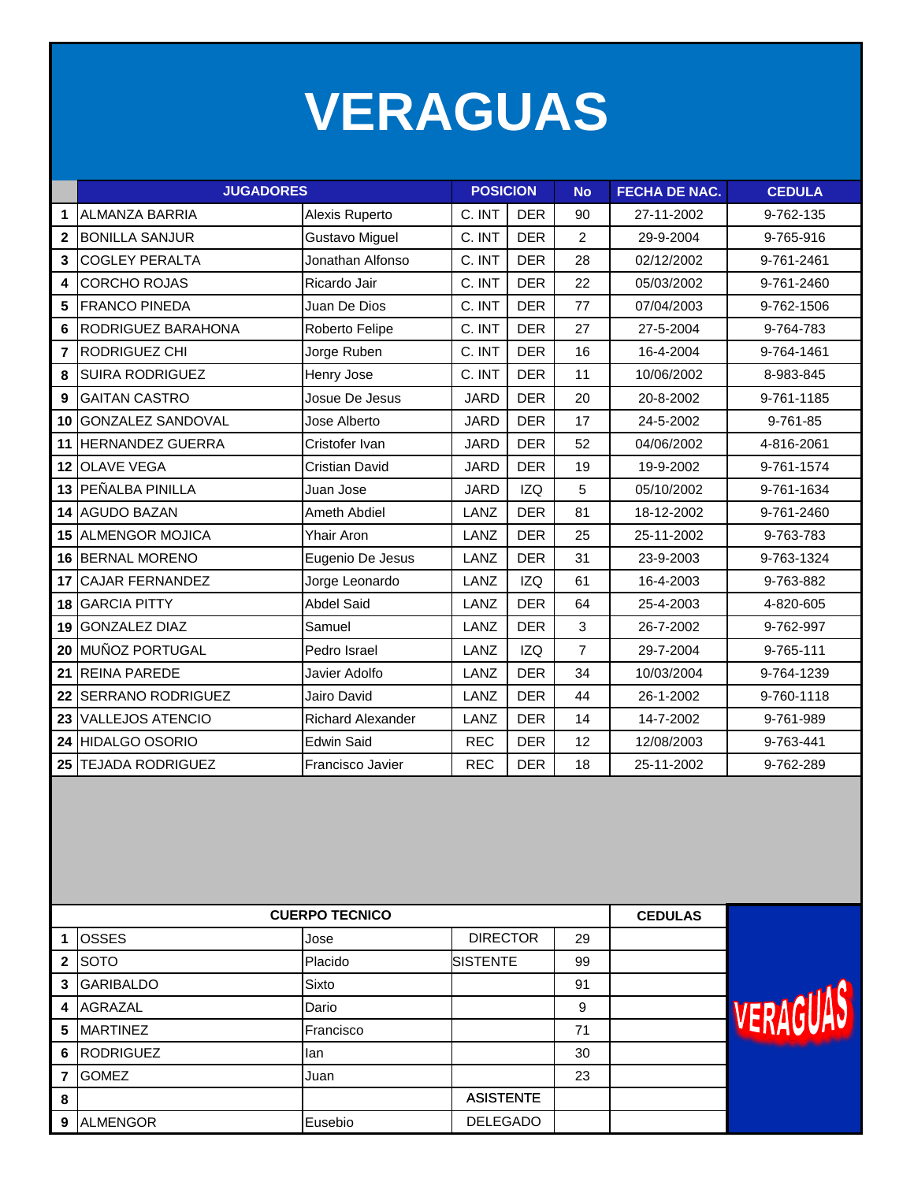# VERAGUAS

| | JUGADORES | | POSICION | | No | FECHA DE NAC. | CEDULA |
|---|---|---|---|---|---|---|---|
| 1 | ALMANZA BARRIA | Alexis Ruperto | C. INT | DER | 90 | 27-11-2002 | 9-762-135 |
| 2 | BONILLA SANJUR | Gustavo Miguel | C. INT | DER | 2 | 29-9-2004 | 9-765-916 |
| 3 | COGLEY PERALTA | Jonathan Alfonso | C. INT | DER | 28 | 02/12/2002 | 9-761-2461 |
| 4 | CORCHO ROJAS | Ricardo Jair | C. INT | DER | 22 | 05/03/2002 | 9-761-2460 |
| 5 | FRANCO PINEDA | Juan De Dios | C. INT | DER | 77 | 07/04/2003 | 9-762-1506 |
| 6 | RODRIGUEZ BARAHONA | Roberto Felipe | C. INT | DER | 27 | 27-5-2004 | 9-764-783 |
| 7 | RODRIGUEZ CHI | Jorge Ruben | C. INT | DER | 16 | 16-4-2004 | 9-764-1461 |
| 8 | SUIRA RODRIGUEZ | Henry Jose | C. INT | DER | 11 | 10/06/2002 | 8-983-845 |
| 9 | GAITAN CASTRO | Josue De Jesus | JARD | DER | 20 | 20-8-2002 | 9-761-1185 |
| 10 | GONZALEZ SANDOVAL | Jose Alberto | JARD | DER | 17 | 24-5-2002 | 9-761-85 |
| 11 | HERNANDEZ GUERRA | Cristofer Ivan | JARD | DER | 52 | 04/06/2002 | 4-816-2061 |
| 12 | OLAVE VEGA | Cristian David | JARD | DER | 19 | 19-9-2002 | 9-761-1574 |
| 13 | PEÑALBA PINILLA | Juan Jose | JARD | IZQ | 5 | 05/10/2002 | 9-761-1634 |
| 14 | AGUDO BAZAN | Ameth Abdiel | LANZ | DER | 81 | 18-12-2002 | 9-761-2460 |
| 15 | ALMENGOR MOJICA | Yhair Aron | LANZ | DER | 25 | 25-11-2002 | 9-763-783 |
| 16 | BERNAL MORENO | Eugenio De Jesus | LANZ | DER | 31 | 23-9-2003 | 9-763-1324 |
| 17 | CAJAR FERNANDEZ | Jorge Leonardo | LANZ | IZQ | 61 | 16-4-2003 | 9-763-882 |
| 18 | GARCIA PITTY | Abdel Said | LANZ | DER | 64 | 25-4-2003 | 4-820-605 |
| 19 | GONZALEZ DIAZ | Samuel | LANZ | DER | 3 | 26-7-2002 | 9-762-997 |
| 20 | MUÑOZ PORTUGAL | Pedro Israel | LANZ | IZQ | 7 | 29-7-2004 | 9-765-111 |
| 21 | REINA PAREDE | Javier Adolfo | LANZ | DER | 34 | 10/03/2004 | 9-764-1239 |
| 22 | SERRANO RODRIGUEZ | Jairo David | LANZ | DER | 44 | 26-1-2002 | 9-760-1118 |
| 23 | VALLEJOS ATENCIO | Richard Alexander | LANZ | DER | 14 | 14-7-2002 | 9-761-989 |
| 24 | HIDALGO OSORIO | Edwin Said | REC | DER | 12 | 12/08/2003 | 9-763-441 |
| 25 | TEJADA RODRIGUEZ | Francisco Javier | REC | DER | 18 | 25-11-2002 | 9-762-289 |

| | CUERPO TECNICO | | | | CEDULAS |
|---|---|---|---|---|---|
| 1 | OSSES | Jose | DIRECTOR | 29 | |
| 2 | SOTO | Placido | SISTENTE | 99 | |
| 3 | GARIBALDO | Sixto | | 91 | |
| 4 | AGRAZAL | Dario | | 9 | |
| 5 | MARTINEZ | Francisco | | 71 | |
| 6 | RODRIGUEZ | Ian | | 30 | |
| 7 | GOMEZ | Juan | | 23 | |
| 8 | | | ASISTENTE | | |
| 9 | ALMENGOR | Eusebio | DELEGADO | | |

VERAGUAS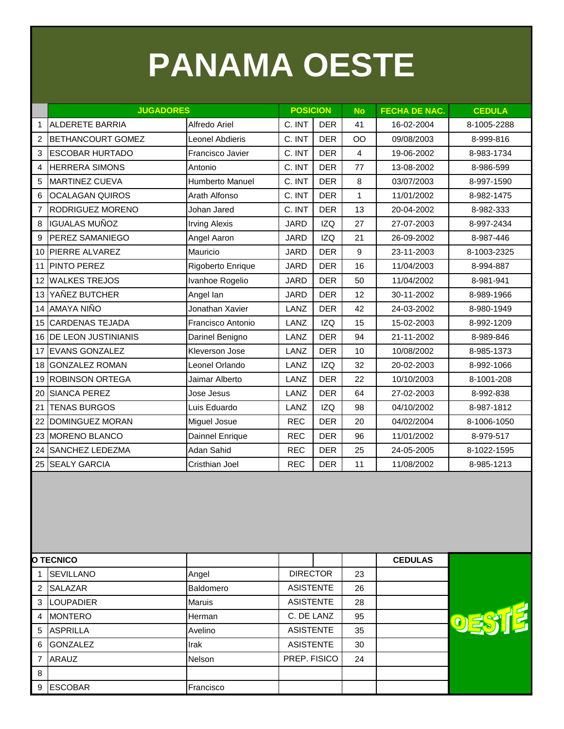# PANAMA OESTE

| | JUGADORES | | POSICION | | No | FECHA DE NAC. | CEDULA |
|---|---|---|---|---|---|---|---|
| 1 | ALDERETE BARRIA | Alfredo Ariel | C. INT | DER | 41 | 16-02-2004 | 8-1005-2288 |
| 2 | BETHANCOURT GOMEZ | Leonel Abdieris | C. INT | DER | OO | 09/08/2003 | 8-999-816 |
| 3 | ESCOBAR HURTADO | Francisco Javier | C. INT | DER | 4 | 19-06-2002 | 8-983-1734 |
| 4 | HERRERA SIMONS | Antonio | C. INT | DER | 77 | 13-08-2002 | 8-986-599 |
| 5 | MARTINEZ CUEVA | Humberto Manuel | C. INT | DER | 8 | 03/07/2003 | 8-997-1590 |
| 6 | OCALAGAN QUIROS | Arath Alfonso | C. INT | DER | 1 | 11/01/2002 | 8-982-1475 |
| 7 | RODRIGUEZ MORENO | Johan Jared | C. INT | DER | 13 | 20-04-2002 | 8-982-333 |
| 8 | IGUALAS MUÑOZ | Irving Alexis | JARD | IZQ | 27 | 27-07-2003 | 8-997-2434 |
| 9 | PEREZ SAMANIEGO | Angel Aaron | JARD | IZQ | 21 | 26-09-2002 | 8-987-446 |
| 10 | PIERRE ALVAREZ | Mauricio | JARD | DER | 9 | 23-11-2003 | 8-1003-2325 |
| 11 | PINTO PEREZ | Rigoberto Enrique | JARD | DER | 16 | 11/04/2003 | 8-994-887 |
| 12 | WALKES TREJOS | Ivanhoe Rogelio | JARD | DER | 50 | 11/04/2002 | 8-981-941 |
| 13 | YAÑEZ BUTCHER | Angel Ian | JARD | DER | 12 | 30-11-2002 | 8-989-1966 |
| 14 | AMAYA NIÑO | Jonathan Xavier | LANZ | DER | 42 | 24-03-2002 | 8-980-1949 |
| 15 | CARDENAS TEJADA | Francisco Antonio | LANZ | IZQ | 15 | 15-02-2003 | 8-992-1209 |
| 16 | DE LEON JUSTINIANIS | Darinel Benigno | LANZ | DER | 94 | 21-11-2002 | 8-989-846 |
| 17 | EVANS GONZALEZ | Kleverson Jose | LANZ | DER | 10 | 10/08/2002 | 8-985-1373 |
| 18 | GONZALEZ ROMAN | Leonel Orlando | LANZ | IZQ | 32 | 20-02-2003 | 8-992-1066 |
| 19 | ROBINSON ORTEGA | Jaimar Alberto | LANZ | DER | 22 | 10/10/2003 | 8-1001-208 |
| 20 | SIANCA PEREZ | Jose Jesus | LANZ | DER | 64 | 27-02-2003 | 8-992-838 |
| 21 | TENAS BURGOS | Luis Eduardo | LANZ | IZQ | 98 | 04/10/2002 | 8-987-1812 |
| 22 | DOMINGUEZ MORAN | Miguel Josue | REC | DER | 20 | 04/02/2004 | 8-1006-1050 |
| 23 | MORENO BLANCO | Dainnel Enrique | REC | DER | 96 | 11/01/2002 | 8-979-517 |
| 24 | SANCHEZ LEDEZMA | Adan Sahid | REC | DER | 25 | 24-05-2005 | 8-1022-1595 |
| 25 | SEALY GARCIA | Cristhian Joel | REC | DER | 11 | 11/08/2002 | 8-985-1213 |

| O TECNICO | | | | | CEDULAS |
|---|---|---|---|---|---|
| 1 | SEVILLANO | Angel | DIRECTOR | 23 | |
| 2 | SALAZAR | Baldomero | ASISTENTE | 26 | |
| 3 | LOUPADIER | Maruis | ASISTENTE | 28 | |
| 4 | MONTERO | Herman | C. DE LANZ | 95 | |
| 5 | ASPRILLA | Avelino | ASISTENTE | 35 | |
| 6 | GONZALEZ | Irak | ASISTENTE | 30 | |
| 7 | ARAUZ | Nelson | PREP. FISICO | 24 | |
| 8 | | | | | |
| 9 | ESCOBAR | Francisco | | | |

OESTE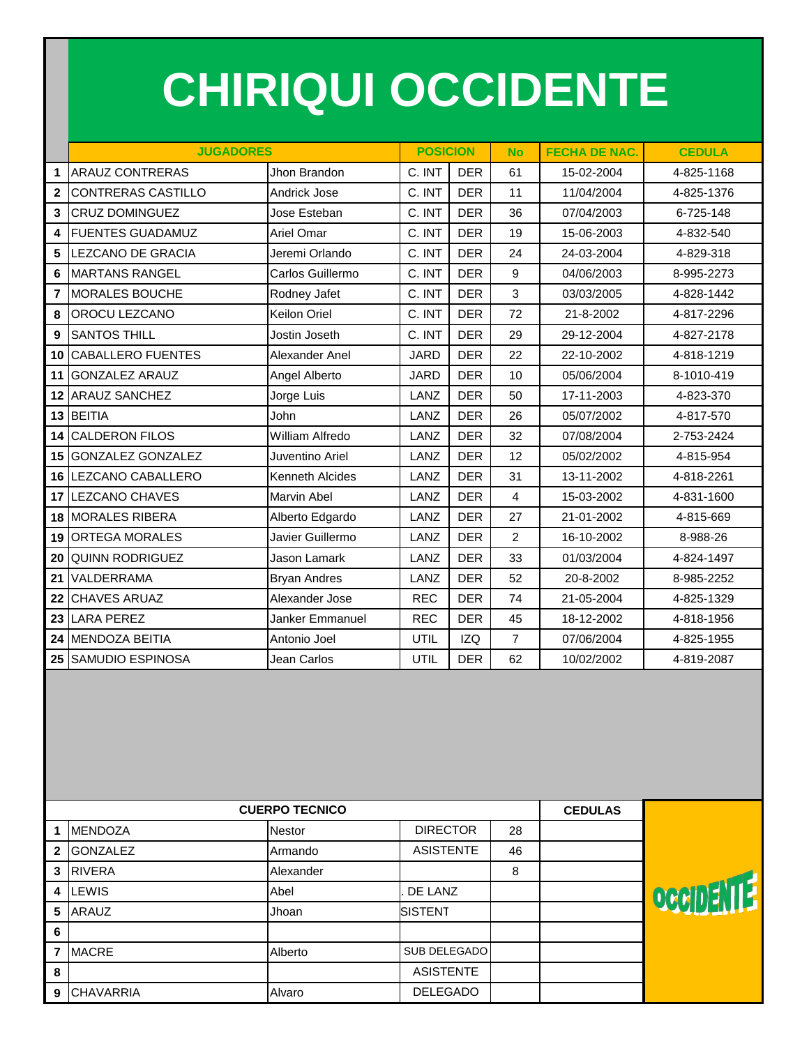# CHIRIQUI OCCIDENTE

| | JUGADORES | | POSICION | | No | FECHA DE NAC. | CEDULA |
|---|---|---|---|---|---|---|---|
| 1 | ARAUZ CONTRERAS | Jhon Brandon | C. INT | DER | 61 | 15-02-2004 | 4-825-1168 |
| 2 | CONTRERAS CASTILLO | Andrick Jose | C. INT | DER | 11 | 11/04/2004 | 4-825-1376 |
| 3 | CRUZ DOMINGUEZ | Jose Esteban | C. INT | DER | 36 | 07/04/2003 | 6-725-148 |
| 4 | FUENTES GUADAMUZ | Ariel Omar | C. INT | DER | 19 | 15-06-2003 | 4-832-540 |
| 5 | LEZCANO DE GRACIA | Jeremi Orlando | C. INT | DER | 24 | 24-03-2004 | 4-829-318 |
| 6 | MARTANS RANGEL | Carlos Guillermo | C. INT | DER | 9 | 04/06/2003 | 8-995-2273 |
| 7 | MORALES BOUCHE | Rodney Jafet | C. INT | DER | 3 | 03/03/2005 | 4-828-1442 |
| 8 | OROCU LEZCANO | Keilon Oriel | C. INT | DER | 72 | 21-8-2002 | 4-817-2296 |
| 9 | SANTOS THILL | Jostin Joseth | C. INT | DER | 29 | 29-12-2004 | 4-827-2178 |
| 10 | CABALLERO FUENTES | Alexander Anel | JARD | DER | 22 | 22-10-2002 | 4-818-1219 |
| 11 | GONZALEZ ARAUZ | Angel Alberto | JARD | DER | 10 | 05/06/2004 | 8-1010-419 |
| 12 | ARAUZ SANCHEZ | Jorge Luis | LANZ | DER | 50 | 17-11-2003 | 4-823-370 |
| 13 | BEITIA | John | LANZ | DER | 26 | 05/07/2002 | 4-817-570 |
| 14 | CALDERON FILOS | William Alfredo | LANZ | DER | 32 | 07/08/2004 | 2-753-2424 |
| 15 | GONZALEZ GONZALEZ | Juventino Ariel | LANZ | DER | 12 | 05/02/2002 | 4-815-954 |
| 16 | LEZCANO CABALLERO | Kenneth Alcides | LANZ | DER | 31 | 13-11-2002 | 4-818-2261 |
| 17 | LEZCANO CHAVES | Marvin Abel | LANZ | DER | 4 | 15-03-2002 | 4-831-1600 |
| 18 | MORALES RIBERA | Alberto Edgardo | LANZ | DER | 27 | 21-01-2002 | 4-815-669 |
| 19 | ORTEGA MORALES | Javier Guillermo | LANZ | DER | 2 | 16-10-2002 | 8-988-26 |
| 20 | QUINN RODRIGUEZ | Jason Lamark | LANZ | DER | 33 | 01/03/2004 | 4-824-1497 |
| 21 | VALDERRAMA | Bryan Andres | LANZ | DER | 52 | 20-8-2002 | 8-985-2252 |
| 22 | CHAVES ARUAZ | Alexander Jose | REC | DER | 74 | 21-05-2004 | 4-825-1329 |
| 23 | LARA PEREZ | Janker Emmanuel | REC | DER | 45 | 18-12-2002 | 4-818-1956 |
| 24 | MENDOZA BEITIA | Antonio Joel | UTIL | IZQ | 7 | 07/06/2004 | 4-825-1955 |
| 25 | SAMUDIO ESPINOSA | Jean Carlos | UTIL | DER | 62 | 10/02/2002 | 4-819-2087 |

| | CUERPO TECNICO | | | | CEDULAS |
|---|---|---|---|---|---|
| 1 | MENDOZA | Nestor | DIRECTOR | 28 | |
| 2 | GONZALEZ | Armando | ASISTENTE | 46 | |
| 3 | RIVERA | Alexander | | 8 | |
| 4 | LEWIS | Abel | . DE LANZ | | |
| 5 | ARAUZ | Jhoan | SISTENT | | |
| 6 | | | | | |
| 7 | MACRE | Alberto | SUB DELEGADO | | |
| 8 | | | ASISTENTE | | |
| 9 | CHAVARRIA | Alvaro | DELEGADO | | |

OCCIDENTE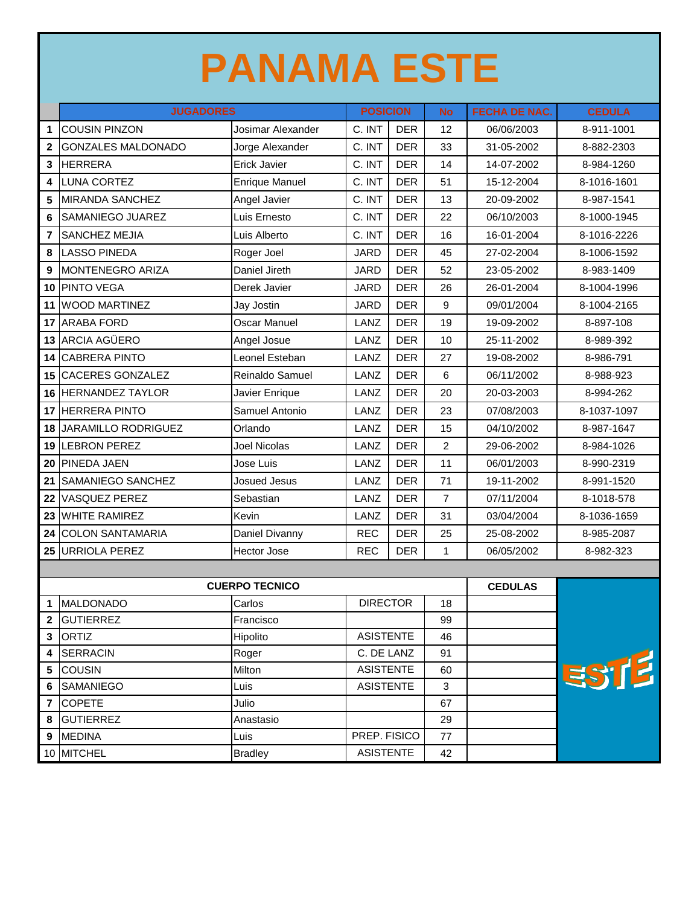# PANAMA ESTE

| | JUGADORES | | POSICION | | No | FECHA DE NAC. | CEDULA |
|---|---|---|---|---|---|---|---|
| 1 | COUSIN PINZON | Josimar Alexander | C. INT | DER | 12 | 06/06/2003 | 8-911-1001 |
| 2 | GONZALES MALDONADO | Jorge Alexander | C. INT | DER | 33 | 31-05-2002 | 8-882-2303 |
| 3 | HERRERA | Erick Javier | C. INT | DER | 14 | 14-07-2002 | 8-984-1260 |
| 4 | LUNA CORTEZ | Enrique Manuel | C. INT | DER | 51 | 15-12-2004 | 8-1016-1601 |
| 5 | MIRANDA SANCHEZ | Angel Javier | C. INT | DER | 13 | 20-09-2002 | 8-987-1541 |
| 6 | SAMANIEGO JUAREZ | Luis Ernesto | C. INT | DER | 22 | 06/10/2003 | 8-1000-1945 |
| 7 | SANCHEZ MEJIA | Luis Alberto | C. INT | DER | 16 | 16-01-2004 | 8-1016-2226 |
| 8 | LASSO PINEDA | Roger Joel | JARD | DER | 45 | 27-02-2004 | 8-1006-1592 |
| 9 | MONTENEGRO ARIZA | Daniel Jireth | JARD | DER | 52 | 23-05-2002 | 8-983-1409 |
| 10 | PINTO VEGA | Derek Javier | JARD | DER | 26 | 26-01-2004 | 8-1004-1996 |
| 11 | WOOD MARTINEZ | Jay Jostin | JARD | DER | 9 | 09/01/2004 | 8-1004-2165 |
| 17 | ARABA FORD | Oscar Manuel | LANZ | DER | 19 | 19-09-2002 | 8-897-108 |
| 13 | ARCIA AGÜERO | Angel Josue | LANZ | DER | 10 | 25-11-2002 | 8-989-392 |
| 14 | CABRERA PINTO | Leonel Esteban | LANZ | DER | 27 | 19-08-2002 | 8-986-791 |
| 15 | CACERES GONZALEZ | Reinaldo Samuel | LANZ | DER | 6 | 06/11/2002 | 8-988-923 |
| 16 | HERNANDEZ TAYLOR | Javier Enrique | LANZ | DER | 20 | 20-03-2003 | 8-994-262 |
| 17 | HERRERA PINTO | Samuel Antonio | LANZ | DER | 23 | 07/08/2003 | 8-1037-1097 |
| 18 | JARAMILLO RODRIGUEZ | Orlando | LANZ | DER | 15 | 04/10/2002 | 8-987-1647 |
| 19 | LEBRON PEREZ | Joel Nicolas | LANZ | DER | 2 | 29-06-2002 | 8-984-1026 |
| 20 | PINEDA JAEN | Jose Luis | LANZ | DER | 11 | 06/01/2003 | 8-990-2319 |
| 21 | SAMANIEGO SANCHEZ | Josued Jesus | LANZ | DER | 71 | 19-11-2002 | 8-991-1520 |
| 22 | VASQUEZ PEREZ | Sebastian | LANZ | DER | 7 | 07/11/2004 | 8-1018-578 |
| 23 | WHITE RAMIREZ | Kevin | LANZ | DER | 31 | 03/04/2004 | 8-1036-1659 |
| 24 | COLON SANTAMARIA | Daniel Divanny | REC | DER | 25 | 25-08-2002 | 8-985-2087 |
| 25 | URRIOLA PEREZ | Hector Jose | REC | DER | 1 | 06/05/2002 | 8-982-323 |

| | CUERPO TECNICO | | | | CEDULAS |
|---|---|---|---|---|---|
| 1 | MALDONADO | Carlos | DIRECTOR | 18 | |
| 2 | GUTIERREZ | Francisco | | 99 | |
| 3 | ORTIZ | Hipolito | ASISTENTE | 46 | |
| 4 | SERRACIN | Roger | C. DE LANZ | 91 | |
| 5 | COUSIN | Milton | ASISTENTE | 60 | |
| 6 | SAMANIEGO | Luis | ASISTENTE | 3 | |
| 7 | COPETE | Julio | | 67 | |
| 8 | GUTIERREZ | Anastasio | | 29 | |
| 9 | MEDINA | Luis | PREP. FISICO | 77 | |
| 10 | MITCHEL | Bradley | ASISTENTE | 42 | |

ESTE